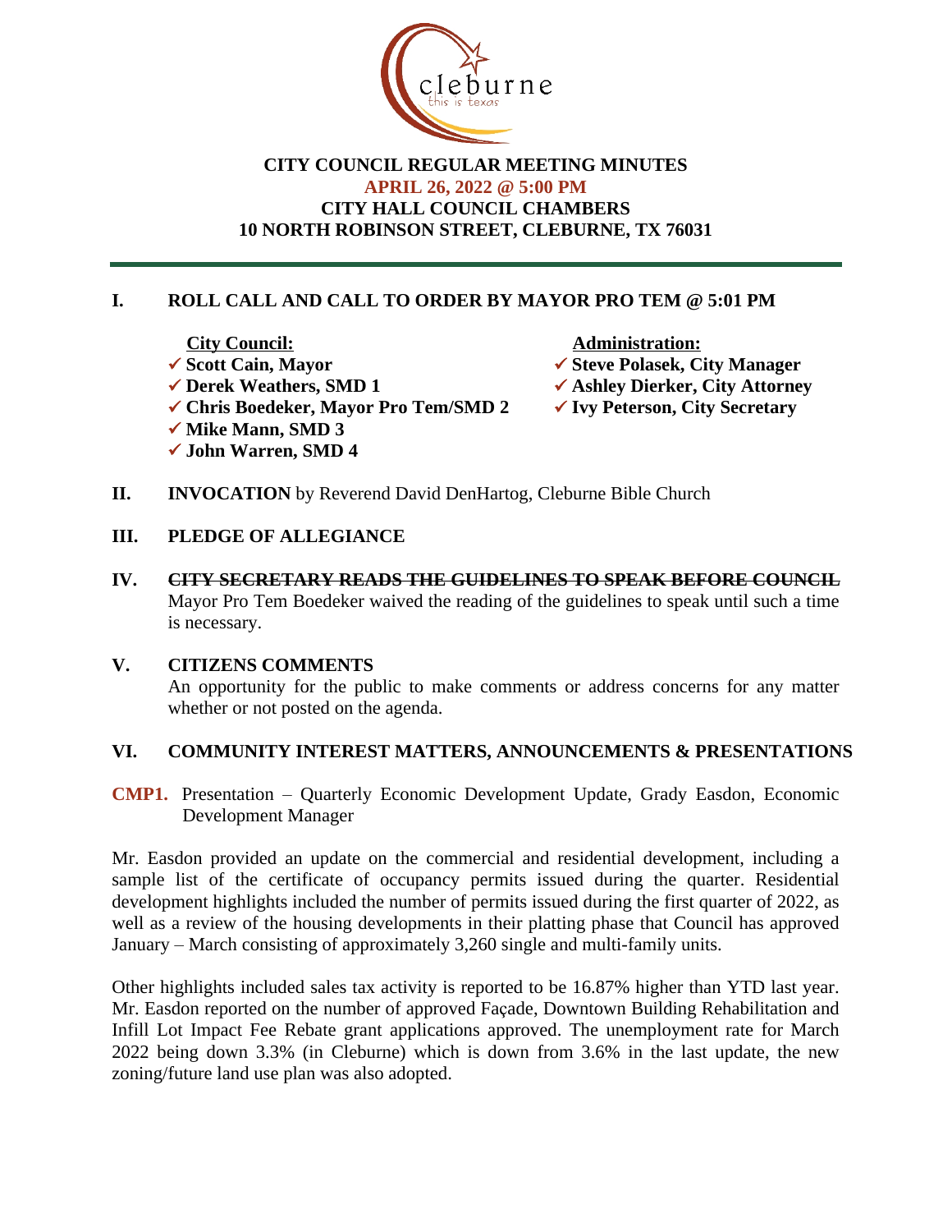# CITY COUNCIL REGULAR MEETING MINUTES
## APRIL 26, 2022 @ 5:00 PM
## CITY HALL COUNCIL CHAMBERS
## 10 NORTH ROBINSON STREET, CLEBURNE, TX 76031

---

**I. ROLL CALL AND CALL TO ORDER BY MAYOR PRO TEM @ 5:01 PM**

**City Council:**
- ✓ **Scott Cain, Mayor**
- ✓ **Derek Weathers, SMD 1**
- ✓ **Chris Boedeker, Mayor Pro Tem/SMD 2**
- ✓ **Mike Mann, SMD 3**
- ✓ **John Warren, SMD 4**

**Administration:**
- ✓ **Steve Polasek, City Manager**
- ✓ **Ashley Dierker, City Attorney**
- ✓ **Ivy Peterson, City Secretary**

**II. INVOCATION** by Reverend David DenHartog, Cleburne Bible Church

**III. PLEDGE OF ALLEGIANCE**

**IV. ~~CITY SECRETARY READS THE GUIDELINES TO SPEAK BEFORE COUNCIL~~**
Mayor Pro Tem Boedeker waived the reading of the guidelines to speak until such a time is necessary.

**V. CITIZENS COMMENTS**
An opportunity for the public to make comments or address concerns for any matter whether or not posted on the agenda.

**VI. COMMUNITY INTEREST MATTERS, ANNOUNCEMENTS & PRESENTATIONS**

**CMP1.** Presentation – Quarterly Economic Development Update, Grady Easdon, Economic Development Manager

Mr. Easdon provided an update on the commercial and residential development, including a sample list of the certificate of occupancy permits issued during the quarter. Residential development highlights included the number of permits issued during the first quarter of 2022, as well as a review of the housing developments in their platting phase that Council has approved January – March consisting of approximately 3,260 single and multi-family units.

Other highlights included sales tax activity is reported to be 16.87% higher than YTD last year. Mr. Easdon reported on the number of approved Façade, Downtown Building Rehabilitation and Infill Lot Impact Fee Rebate grant applications approved. The unemployment rate for March 2022 being down 3.3% (in Cleburne) which is down from 3.6% in the last update, the new zoning/future land use plan was also adopted.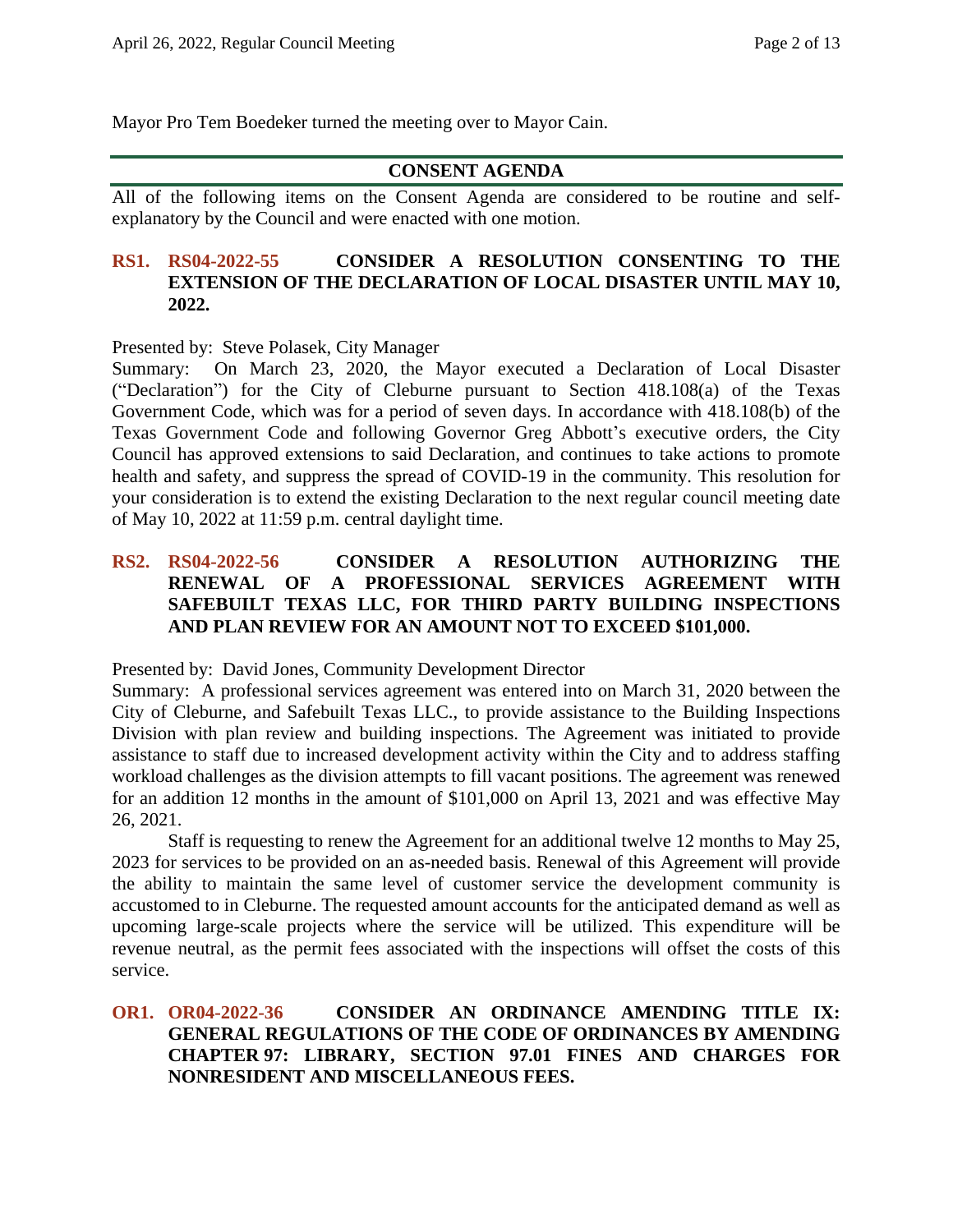Mayor Pro Tem Boedeker turned the meeting over to Mayor Cain.

## CONSENT AGENDA

All of the following items on the Consent Agenda are considered to be routine and self-explanatory by the Council and were enacted with one motion.

### RS1. RS04-2022-55 CONSIDER A RESOLUTION CONSENTING TO THE EXTENSION OF THE DECLARATION OF LOCAL DISASTER UNTIL MAY 10, 2022.

Presented by: Steve Polasek, City Manager

Summary: On March 23, 2020, the Mayor executed a Declaration of Local Disaster ("Declaration") for the City of Cleburne pursuant to Section 418.108(a) of the Texas Government Code, which was for a period of seven days. In accordance with 418.108(b) of the Texas Government Code and following Governor Greg Abbott's executive orders, the City Council has approved extensions to said Declaration, and continues to take actions to promote health and safety, and suppress the spread of COVID-19 in the community. This resolution for your consideration is to extend the existing Declaration to the next regular council meeting date of May 10, 2022 at 11:59 p.m. central daylight time.

### RS2. RS04-2022-56 CONSIDER A RESOLUTION AUTHORIZING THE RENEWAL OF A PROFESSIONAL SERVICES AGREEMENT WITH SAFEBUILT TEXAS LLC, FOR THIRD PARTY BUILDING INSPECTIONS AND PLAN REVIEW FOR AN AMOUNT NOT TO EXCEED $101,000.

Presented by: David Jones, Community Development Director

Summary: A professional services agreement was entered into on March 31, 2020 between the City of Cleburne, and Safebuilt Texas LLC., to provide assistance to the Building Inspections Division with plan review and building inspections. The Agreement was initiated to provide assistance to staff due to increased development activity within the City and to address staffing workload challenges as the division attempts to fill vacant positions. The agreement was renewed for an addition 12 months in the amount of $101,000 on April 13, 2021 and was effective May 26, 2021.

Staff is requesting to renew the Agreement for an additional twelve 12 months to May 25, 2023 for services to be provided on an as-needed basis. Renewal of this Agreement will provide the ability to maintain the same level of customer service the development community is accustomed to in Cleburne. The requested amount accounts for the anticipated demand as well as upcoming large-scale projects where the service will be utilized. This expenditure will be revenue neutral, as the permit fees associated with the inspections will offset the costs of this service.

### OR1. OR04-2022-36 CONSIDER AN ORDINANCE AMENDING TITLE IX: GENERAL REGULATIONS OF THE CODE OF ORDINANCES BY AMENDING CHAPTER 97: LIBRARY, SECTION 97.01 FINES AND CHARGES FOR NONRESIDENT AND MISCELLANEOUS FEES.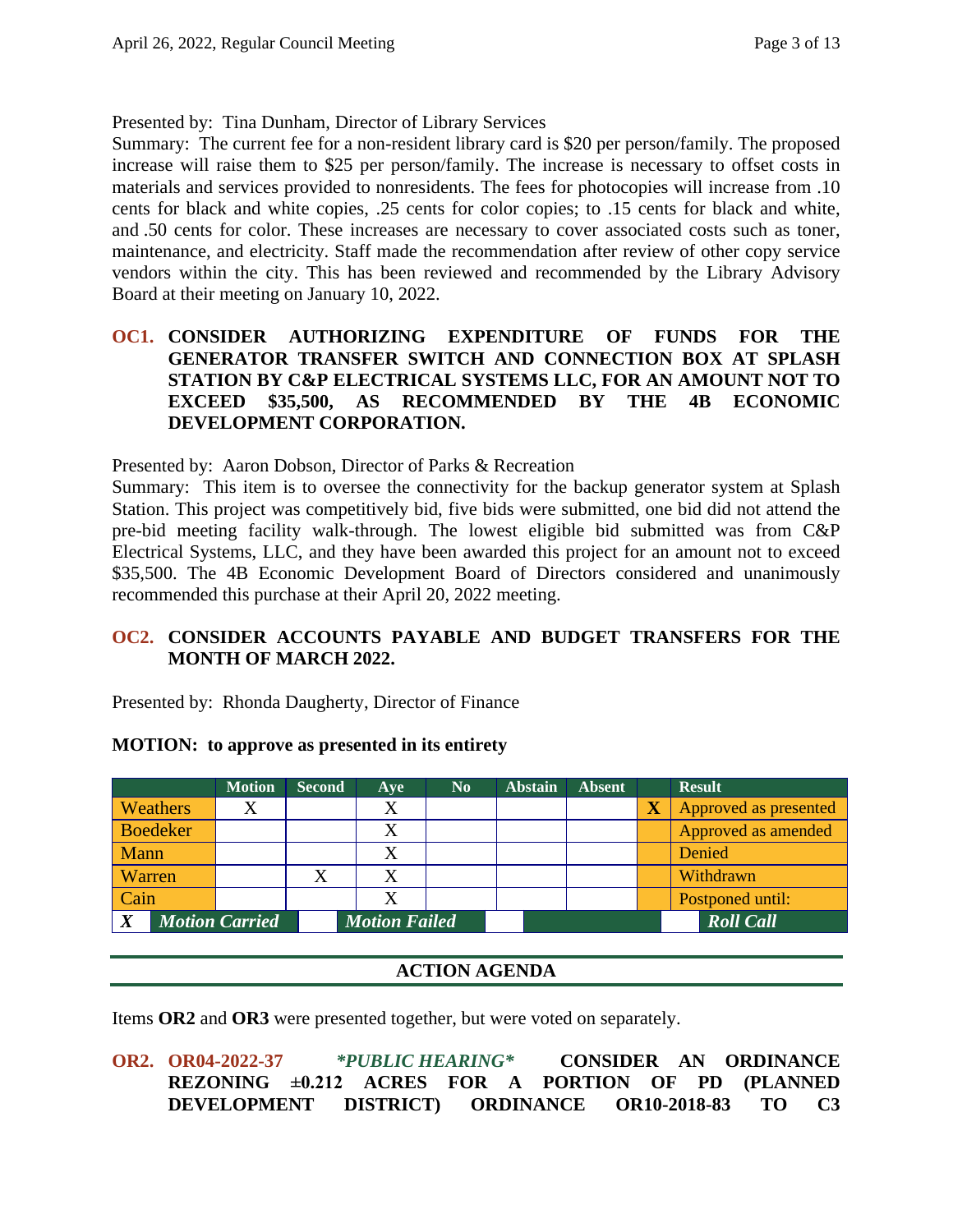Presented by: Tina Dunham, Director of Library Services

Summary: The current fee for a non-resident library card is $20 per person/family. The proposed increase will raise them to $25 per person/family. The increase is necessary to offset costs in materials and services provided to nonresidents. The fees for photocopies will increase from .10 cents for black and white copies, .25 cents for color copies; to .15 cents for black and white, and .50 cents for color. These increases are necessary to cover associated costs such as toner, maintenance, and electricity. Staff made the recommendation after review of other copy service vendors within the city. This has been reviewed and recommended by the Library Advisory Board at their meeting on January 10, 2022.

**OC1. CONSIDER AUTHORIZING EXPENDITURE OF FUNDS FOR THE GENERATOR TRANSFER SWITCH AND CONNECTION BOX AT SPLASH STATION BY C&P ELECTRICAL SYSTEMS LLC, FOR AN AMOUNT NOT TO EXCEED $35,500, AS RECOMMENDED BY THE 4B ECONOMIC DEVELOPMENT CORPORATION.**

Presented by: Aaron Dobson, Director of Parks & Recreation

Summary: This item is to oversee the connectivity for the backup generator system at Splash Station. This project was competitively bid, five bids were submitted, one bid did not attend the pre-bid meeting facility walk-through. The lowest eligible bid submitted was from C&P Electrical Systems, LLC, and they have been awarded this project for an amount not to exceed $35,500. The 4B Economic Development Board of Directors considered and unanimously recommended this purchase at their April 20, 2022 meeting.

**OC2. CONSIDER ACCOUNTS PAYABLE AND BUDGET TRANSFERS FOR THE MONTH OF MARCH 2022.**

Presented by: Rhonda Daugherty, Director of Finance

**MOTION: to approve as presented in its entirety**

| | Motion | Second | Aye | No | Abstain | Absent | | Result |
|---|---|---|---|---|---|---|---|---|
| Weathers | X | | X | | | | X | Approved as presented |
| Boedeker | | | X | | | | | Approved as amended |
| Mann | | | X | | | | | Denied |
| Warren | | X | X | | | | | Withdrawn |
| Cain | | | X | | | | | Postponed until: |
| X | Motion Carried | | Motion Failed | | | | | Roll Call |

## ACTION AGENDA

Items **OR2** and **OR3** were presented together, but were voted on separately.

**OR2. OR04-2022-37** ***\*PUBLIC HEARING\**** **CONSIDER AN ORDINANCE REZONING ±0.212 ACRES FOR A PORTION OF PD (PLANNED DEVELOPMENT DISTRICT) ORDINANCE OR10-2018-83 TO C3**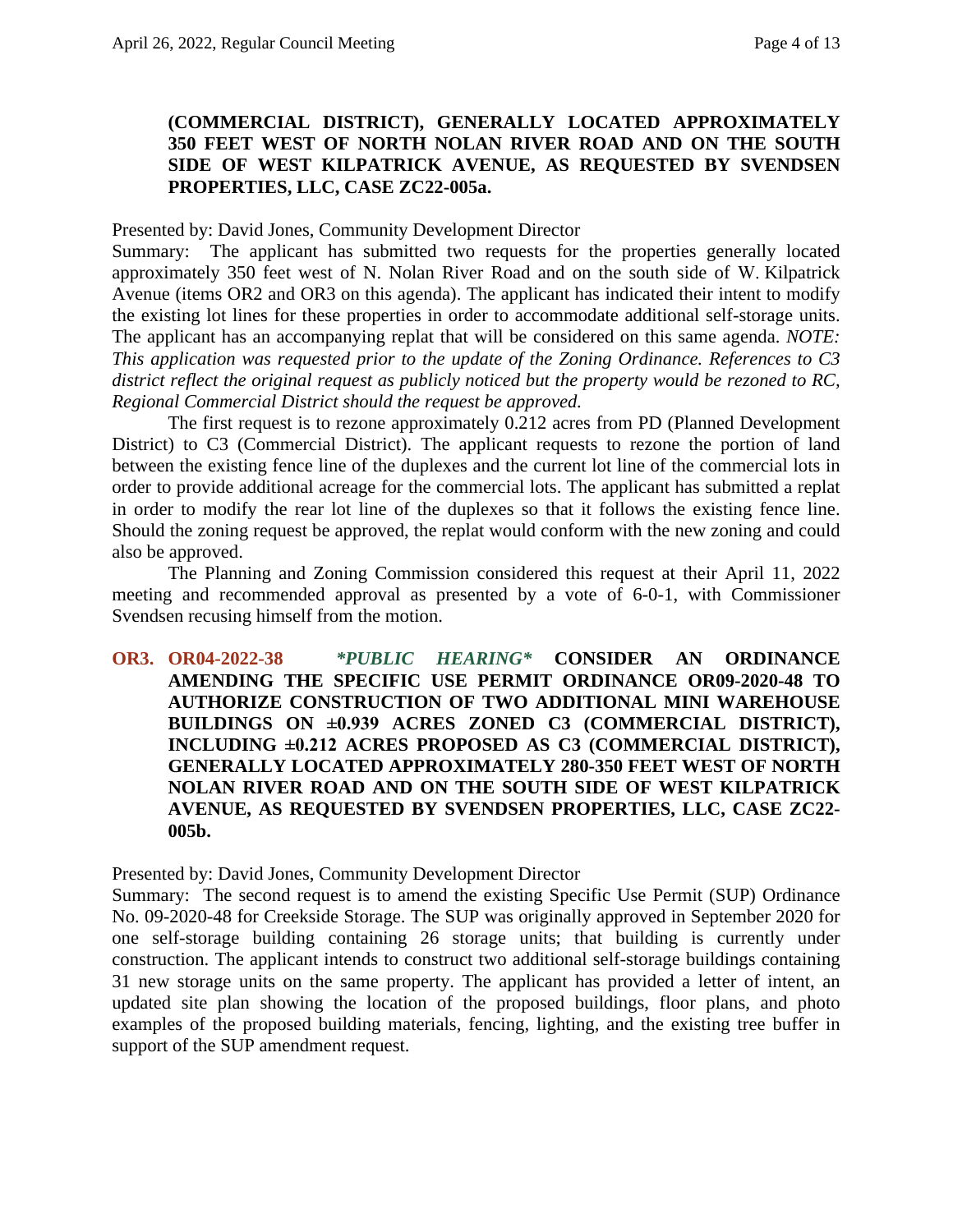**(COMMERCIAL DISTRICT), GENERALLY LOCATED APPROXIMATELY 350 FEET WEST OF NORTH NOLAN RIVER ROAD AND ON THE SOUTH SIDE OF WEST KILPATRICK AVENUE, AS REQUESTED BY SVENDSEN PROPERTIES, LLC, CASE ZC22-005a.**

Presented by: David Jones, Community Development Director

Summary: The applicant has submitted two requests for the properties generally located approximately 350 feet west of N. Nolan River Road and on the south side of W. Kilpatrick Avenue (items OR2 and OR3 on this agenda). The applicant has indicated their intent to modify the existing lot lines for these properties in order to accommodate additional self-storage units. The applicant has an accompanying replat that will be considered on this same agenda. *NOTE: This application was requested prior to the update of the Zoning Ordinance. References to C3 district reflect the original request as publicly noticed but the property would be rezoned to RC, Regional Commercial District should the request be approved.*

The first request is to rezone approximately 0.212 acres from PD (Planned Development District) to C3 (Commercial District). The applicant requests to rezone the portion of land between the existing fence line of the duplexes and the current lot line of the commercial lots in order to provide additional acreage for the commercial lots. The applicant has submitted a replat in order to modify the rear lot line of the duplexes so that it follows the existing fence line. Should the zoning request be approved, the replat would conform with the new zoning and could also be approved.

The Planning and Zoning Commission considered this request at their April 11, 2022 meeting and recommended approval as presented by a vote of 6-0-1, with Commissioner Svendsen recusing himself from the motion.

**OR3. OR04-2022-38** ***\*PUBLIC HEARING\**** **CONSIDER AN ORDINANCE AMENDING THE SPECIFIC USE PERMIT ORDINANCE OR09-2020-48 TO AUTHORIZE CONSTRUCTION OF TWO ADDITIONAL MINI WAREHOUSE BUILDINGS ON ±0.939 ACRES ZONED C3 (COMMERCIAL DISTRICT), INCLUDING ±0.212 ACRES PROPOSED AS C3 (COMMERCIAL DISTRICT), GENERALLY LOCATED APPROXIMATELY 280-350 FEET WEST OF NORTH NOLAN RIVER ROAD AND ON THE SOUTH SIDE OF WEST KILPATRICK AVENUE, AS REQUESTED BY SVENDSEN PROPERTIES, LLC, CASE ZC22-005b.**

Presented by: David Jones, Community Development Director

Summary: The second request is to amend the existing Specific Use Permit (SUP) Ordinance No. 09-2020-48 for Creekside Storage. The SUP was originally approved in September 2020 for one self-storage building containing 26 storage units; that building is currently under construction. The applicant intends to construct two additional self-storage buildings containing 31 new storage units on the same property. The applicant has provided a letter of intent, an updated site plan showing the location of the proposed buildings, floor plans, and photo examples of the proposed building materials, fencing, lighting, and the existing tree buffer in support of the SUP amendment request.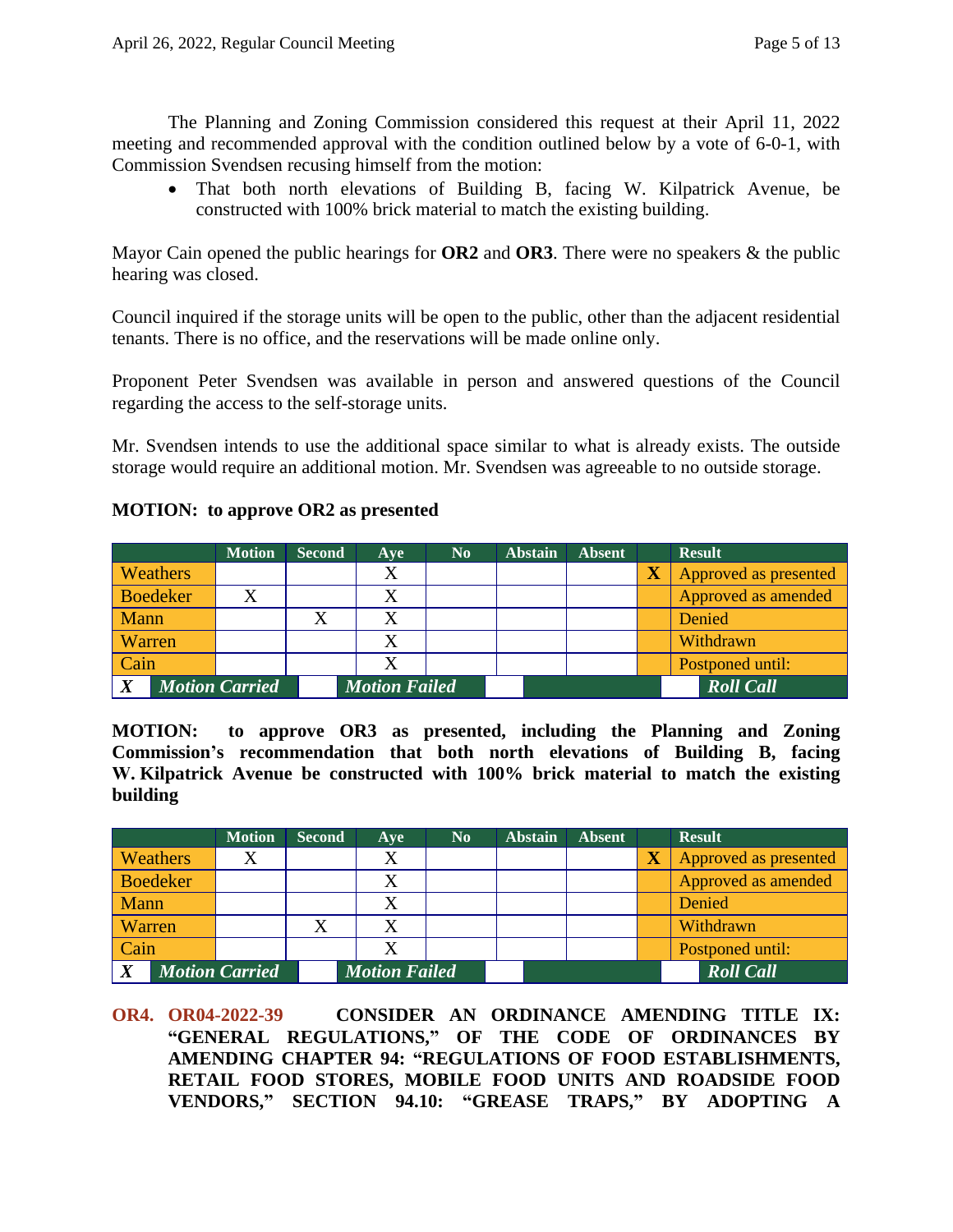The Planning and Zoning Commission considered this request at their April 11, 2022 meeting and recommended approval with the condition outlined below by a vote of 6-0-1, with Commission Svendsen recusing himself from the motion:

- That both north elevations of Building B, facing W. Kilpatrick Avenue, be constructed with 100% brick material to match the existing building.

Mayor Cain opened the public hearings for **OR2** and **OR3**. There were no speakers & the public hearing was closed.

Council inquired if the storage units will be open to the public, other than the adjacent residential tenants. There is no office, and the reservations will be made online only.

Proponent Peter Svendsen was available in person and answered questions of the Council regarding the access to the self-storage units.

Mr. Svendsen intends to use the additional space similar to what is already exists. The outside storage would require an additional motion. Mr. Svendsen was agreeable to no outside storage.

**MOTION: to approve OR2 as presented**

| | Motion | Second | Aye | No | Abstain | Absent | | Result |
|---|---|---|---|---|---|---|---|---|
| Weathers | | | X | | | | X | Approved as presented |
| Boedeker | X | | X | | | | | Approved as amended |
| Mann | | X | X | | | | | Denied |
| Warren | | | X | | | | | Withdrawn |
| Cain | | | X | | | | | Postponed until: |
| *X* | ***Motion Carried*** | | ***Motion Failed*** | | | | | ***Roll Call*** |

**MOTION: to approve OR3 as presented, including the Planning and Zoning Commission's recommendation that both north elevations of Building B, facing W. Kilpatrick Avenue be constructed with 100% brick material to match the existing building**

| | Motion | Second | Aye | No | Abstain | Absent | | Result |
|---|---|---|---|---|---|---|---|---|
| Weathers | X | | X | | | | X | Approved as presented |
| Boedeker | | | X | | | | | Approved as amended |
| Mann | | | X | | | | | Denied |
| Warren | | X | X | | | | | Withdrawn |
| Cain | | | X | | | | | Postponed until: |
| *X* | ***Motion Carried*** | | ***Motion Failed*** | | | | | ***Roll Call*** |

**OR4. OR04-2022-39 CONSIDER AN ORDINANCE AMENDING TITLE IX: "GENERAL REGULATIONS," OF THE CODE OF ORDINANCES BY AMENDING CHAPTER 94: "REGULATIONS OF FOOD ESTABLISHMENTS, RETAIL FOOD STORES, MOBILE FOOD UNITS AND ROADSIDE FOOD VENDORS," SECTION 94.10: "GREASE TRAPS," BY ADOPTING A**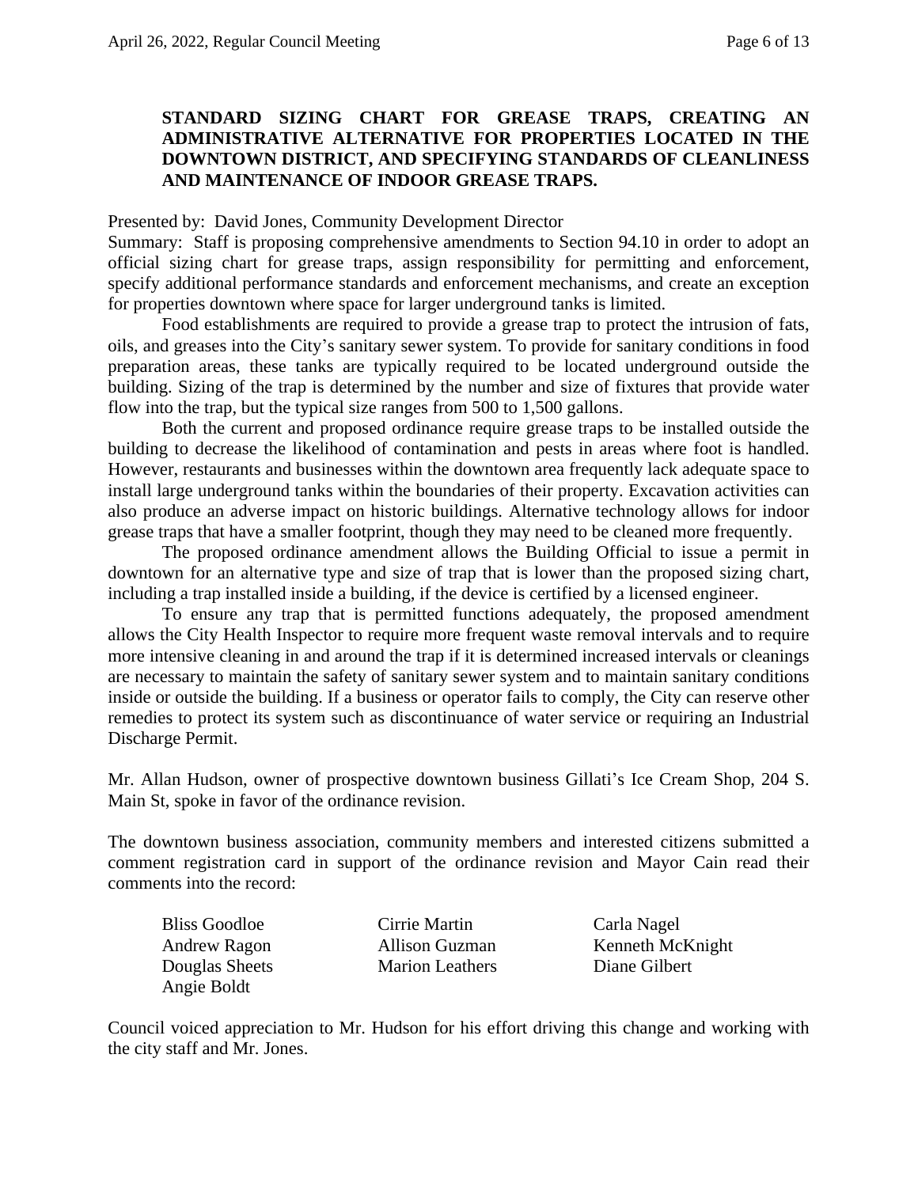**STANDARD SIZING CHART FOR GREASE TRAPS, CREATING AN ADMINISTRATIVE ALTERNATIVE FOR PROPERTIES LOCATED IN THE DOWNTOWN DISTRICT, AND SPECIFYING STANDARDS OF CLEANLINESS AND MAINTENANCE OF INDOOR GREASE TRAPS.**

Presented by: David Jones, Community Development Director
Summary: Staff is proposing comprehensive amendments to Section 94.10 in order to adopt an official sizing chart for grease traps, assign responsibility for permitting and enforcement, specify additional performance standards and enforcement mechanisms, and create an exception for properties downtown where space for larger underground tanks is limited.

Food establishments are required to provide a grease trap to protect the intrusion of fats, oils, and greases into the City's sanitary sewer system. To provide for sanitary conditions in food preparation areas, these tanks are typically required to be located underground outside the building. Sizing of the trap is determined by the number and size of fixtures that provide water flow into the trap, but the typical size ranges from 500 to 1,500 gallons.

Both the current and proposed ordinance require grease traps to be installed outside the building to decrease the likelihood of contamination and pests in areas where foot is handled. However, restaurants and businesses within the downtown area frequently lack adequate space to install large underground tanks within the boundaries of their property. Excavation activities can also produce an adverse impact on historic buildings. Alternative technology allows for indoor grease traps that have a smaller footprint, though they may need to be cleaned more frequently.

The proposed ordinance amendment allows the Building Official to issue a permit in downtown for an alternative type and size of trap that is lower than the proposed sizing chart, including a trap installed inside a building, if the device is certified by a licensed engineer.

To ensure any trap that is permitted functions adequately, the proposed amendment allows the City Health Inspector to require more frequent waste removal intervals and to require more intensive cleaning in and around the trap if it is determined increased intervals or cleanings are necessary to maintain the safety of sanitary sewer system and to maintain sanitary conditions inside or outside the building. If a business or operator fails to comply, the City can reserve other remedies to protect its system such as discontinuance of water service or requiring an Industrial Discharge Permit.

Mr. Allan Hudson, owner of prospective downtown business Gillati's Ice Cream Shop, 204 S. Main St, spoke in favor of the ordinance revision.

The downtown business association, community members and interested citizens submitted a comment registration card in support of the ordinance revision and Mayor Cain read their comments into the record:

Bliss Goodloe
Cirrie Martin
Carla Nagel
Andrew Ragon
Allison Guzman
Kenneth McKnight
Douglas Sheets
Marion Leathers
Diane Gilbert
Angie Boldt

Council voiced appreciation to Mr. Hudson for his effort driving this change and working with the city staff and Mr. Jones.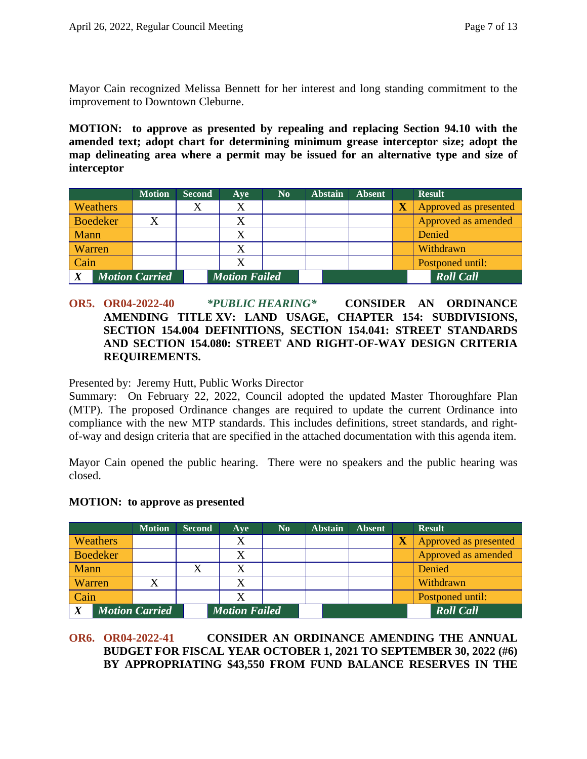Mayor Cain recognized Melissa Bennett for her interest and long standing commitment to the improvement to Downtown Cleburne.

**MOTION: to approve as presented by repealing and replacing Section 94.10 with the amended text; adopt chart for determining minimum grease interceptor size; adopt the map delineating area where a permit may be issued for an alternative type and size of interceptor**

| | Motion | Second | Aye | No | Abstain | Absent | | Result |
|---|---|---|---|---|---|---|---|---|
| Weathers | | X | X | | | | X | Approved as presented |
| Boedeker | X | | X | | | | | Approved as amended |
| Mann | | | X | | | | | Denied |
| Warren | | | X | | | | | Withdrawn |
| Cain | | | X | | | | | Postponed until: |
| ***X*** ***Motion Carried*** | | ***Motion Failed*** | | | | | | ***Roll Call*** |

**OR5. OR04-2022-40** ***\*PUBLIC HEARING\**** **CONSIDER AN ORDINANCE AMENDING TITLE XV: LAND USAGE, CHAPTER 154: SUBDIVISIONS, SECTION 154.004 DEFINITIONS, SECTION 154.041: STREET STANDARDS AND SECTION 154.080: STREET AND RIGHT-OF-WAY DESIGN CRITERIA REQUIREMENTS.**

Presented by: Jeremy Hutt, Public Works Director
Summary: On February 22, 2022, Council adopted the updated Master Thoroughfare Plan (MTP). The proposed Ordinance changes are required to update the current Ordinance into compliance with the new MTP standards. This includes definitions, street standards, and right-of-way and design criteria that are specified in the attached documentation with this agenda item.

Mayor Cain opened the public hearing. There were no speakers and the public hearing was closed.

**MOTION: to approve as presented**

| | Motion | Second | Aye | No | Abstain | Absent | | Result |
|---|---|---|---|---|---|---|---|---|
| Weathers | | | X | | | | X | Approved as presented |
| Boedeker | | | X | | | | | Approved as amended |
| Mann | | X | X | | | | | Denied |
| Warren | X | | X | | | | | Withdrawn |
| Cain | | | X | | | | | Postponed until: |
| ***X*** ***Motion Carried*** | | ***Motion Failed*** | | | | | | ***Roll Call*** |

**OR6. OR04-2022-41 CONSIDER AN ORDINANCE AMENDING THE ANNUAL BUDGET FOR FISCAL YEAR OCTOBER 1, 2021 TO SEPTEMBER 30, 2022 (#6) BY APPROPRIATING $43,550 FROM FUND BALANCE RESERVES IN THE**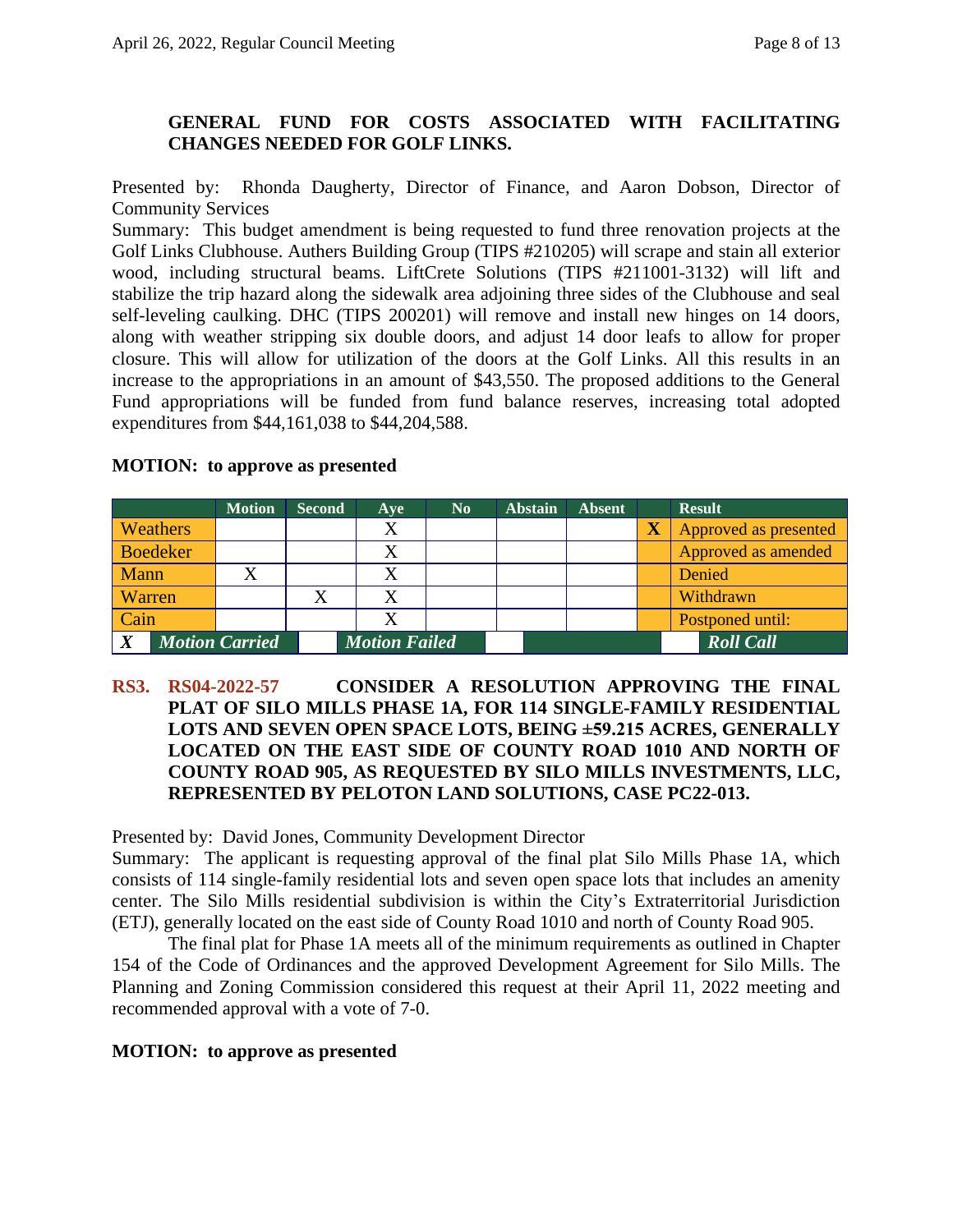**GENERAL FUND FOR COSTS ASSOCIATED WITH FACILITATING CHANGES NEEDED FOR GOLF LINKS.**

Presented by: Rhonda Daugherty, Director of Finance, and Aaron Dobson, Director of Community Services

Summary: This budget amendment is being requested to fund three renovation projects at the Golf Links Clubhouse. Authers Building Group (TIPS #210205) will scrape and stain all exterior wood, including structural beams. LiftCrete Solutions (TIPS #211001-3132) will lift and stabilize the trip hazard along the sidewalk area adjoining three sides of the Clubhouse and seal self-leveling caulking. DHC (TIPS 200201) will remove and install new hinges on 14 doors, along with weather stripping six double doors, and adjust 14 door leafs to allow for proper closure. This will allow for utilization of the doors at the Golf Links. All this results in an increase to the appropriations in an amount of $43,550. The proposed additions to the General Fund appropriations will be funded from fund balance reserves, increasing total adopted expenditures from $44,161,038 to $44,204,588.

**MOTION: to approve as presented**

| | Motion | Second | Aye | No | Abstain | Absent | | Result |
|---|---|---|---|---|---|---|---|---|
| Weathers | | | X | | | | X | Approved as presented |
| Boedeker | | | X | | | | | Approved as amended |
| Mann | X | | X | | | | | Denied |
| Warren | | X | X | | | | | Withdrawn |
| Cain | | | X | | | | | Postponed until: |
| X | *Motion Carried* | | *Motion Failed* | | | | | *Roll Call* |

**RS3. RS04-2022-57 CONSIDER A RESOLUTION APPROVING THE FINAL PLAT OF SILO MILLS PHASE 1A, FOR 114 SINGLE-FAMILY RESIDENTIAL LOTS AND SEVEN OPEN SPACE LOTS, BEING ±59.215 ACRES, GENERALLY LOCATED ON THE EAST SIDE OF COUNTY ROAD 1010 AND NORTH OF COUNTY ROAD 905, AS REQUESTED BY SILO MILLS INVESTMENTS, LLC, REPRESENTED BY PELOTON LAND SOLUTIONS, CASE PC22-013.**

Presented by: David Jones, Community Development Director

Summary: The applicant is requesting approval of the final plat Silo Mills Phase 1A, which consists of 114 single-family residential lots and seven open space lots that includes an amenity center. The Silo Mills residential subdivision is within the City's Extraterritorial Jurisdiction (ETJ), generally located on the east side of County Road 1010 and north of County Road 905.

The final plat for Phase 1A meets all of the minimum requirements as outlined in Chapter 154 of the Code of Ordinances and the approved Development Agreement for Silo Mills. The Planning and Zoning Commission considered this request at their April 11, 2022 meeting and recommended approval with a vote of 7-0.

**MOTION: to approve as presented**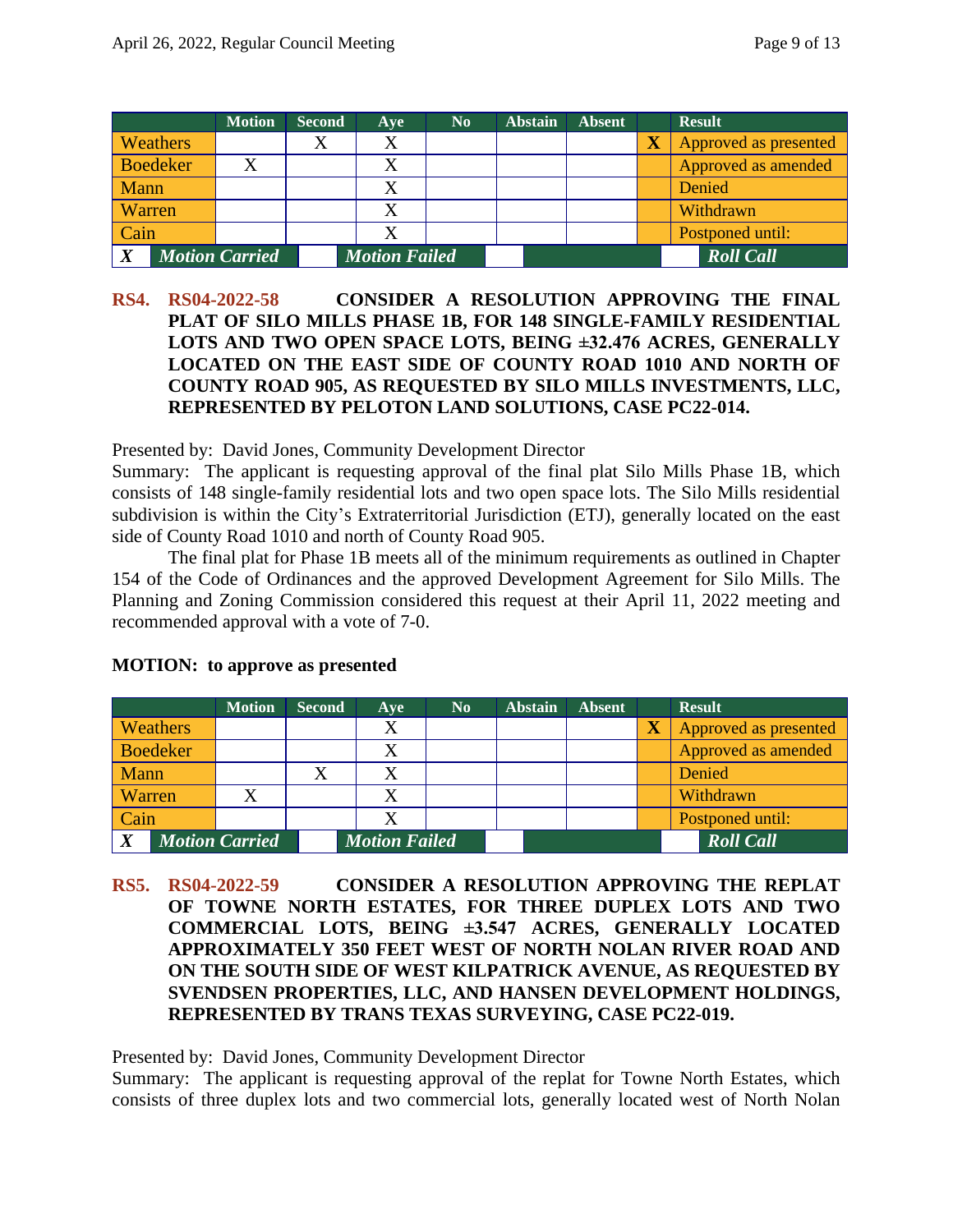| | Motion | Second | Aye | No | Abstain | Absent | | Result |
|---|---|---|---|---|---|---|---|---|
| Weathers | | X | X | | | | X | Approved as presented |
| Boedeker | X | | X | | | | | Approved as amended |
| Mann | | | X | | | | | Denied |
| Warren | | | X | | | | | Withdrawn |
| Cain | | | X | | | | | Postponed until: |
| *X* | *Motion Carried* | | *Motion Failed* | | | | | *Roll Call* |

**RS4. RS04-2022-58 CONSIDER A RESOLUTION APPROVING THE FINAL PLAT OF SILO MILLS PHASE 1B, FOR 148 SINGLE-FAMILY RESIDENTIAL LOTS AND TWO OPEN SPACE LOTS, BEING ±32.476 ACRES, GENERALLY LOCATED ON THE EAST SIDE OF COUNTY ROAD 1010 AND NORTH OF COUNTY ROAD 905, AS REQUESTED BY SILO MILLS INVESTMENTS, LLC, REPRESENTED BY PELOTON LAND SOLUTIONS, CASE PC22-014.**

Presented by: David Jones, Community Development Director
Summary: The applicant is requesting approval of the final plat Silo Mills Phase 1B, which consists of 148 single-family residential lots and two open space lots. The Silo Mills residential subdivision is within the City's Extraterritorial Jurisdiction (ETJ), generally located on the east side of County Road 1010 and north of County Road 905.

The final plat for Phase 1B meets all of the minimum requirements as outlined in Chapter 154 of the Code of Ordinances and the approved Development Agreement for Silo Mills. The Planning and Zoning Commission considered this request at their April 11, 2022 meeting and recommended approval with a vote of 7-0.

**MOTION: to approve as presented**

| | Motion | Second | Aye | No | Abstain | Absent | | Result |
|---|---|---|---|---|---|---|---|---|
| Weathers | | | X | | | | X | Approved as presented |
| Boedeker | | | X | | | | | Approved as amended |
| Mann | | X | X | | | | | Denied |
| Warren | X | | X | | | | | Withdrawn |
| Cain | | | X | | | | | Postponed until: |
| *X* | *Motion Carried* | | *Motion Failed* | | | | | *Roll Call* |

**RS5. RS04-2022-59 CONSIDER A RESOLUTION APPROVING THE REPLAT OF TOWNE NORTH ESTATES, FOR THREE DUPLEX LOTS AND TWO COMMERCIAL LOTS, BEING ±3.547 ACRES, GENERALLY LOCATED APPROXIMATELY 350 FEET WEST OF NORTH NOLAN RIVER ROAD AND ON THE SOUTH SIDE OF WEST KILPATRICK AVENUE, AS REQUESTED BY SVENDSEN PROPERTIES, LLC, AND HANSEN DEVELOPMENT HOLDINGS, REPRESENTED BY TRANS TEXAS SURVEYING, CASE PC22-019.**

Presented by: David Jones, Community Development Director
Summary: The applicant is requesting approval of the replat for Towne North Estates, which consists of three duplex lots and two commercial lots, generally located west of North Nolan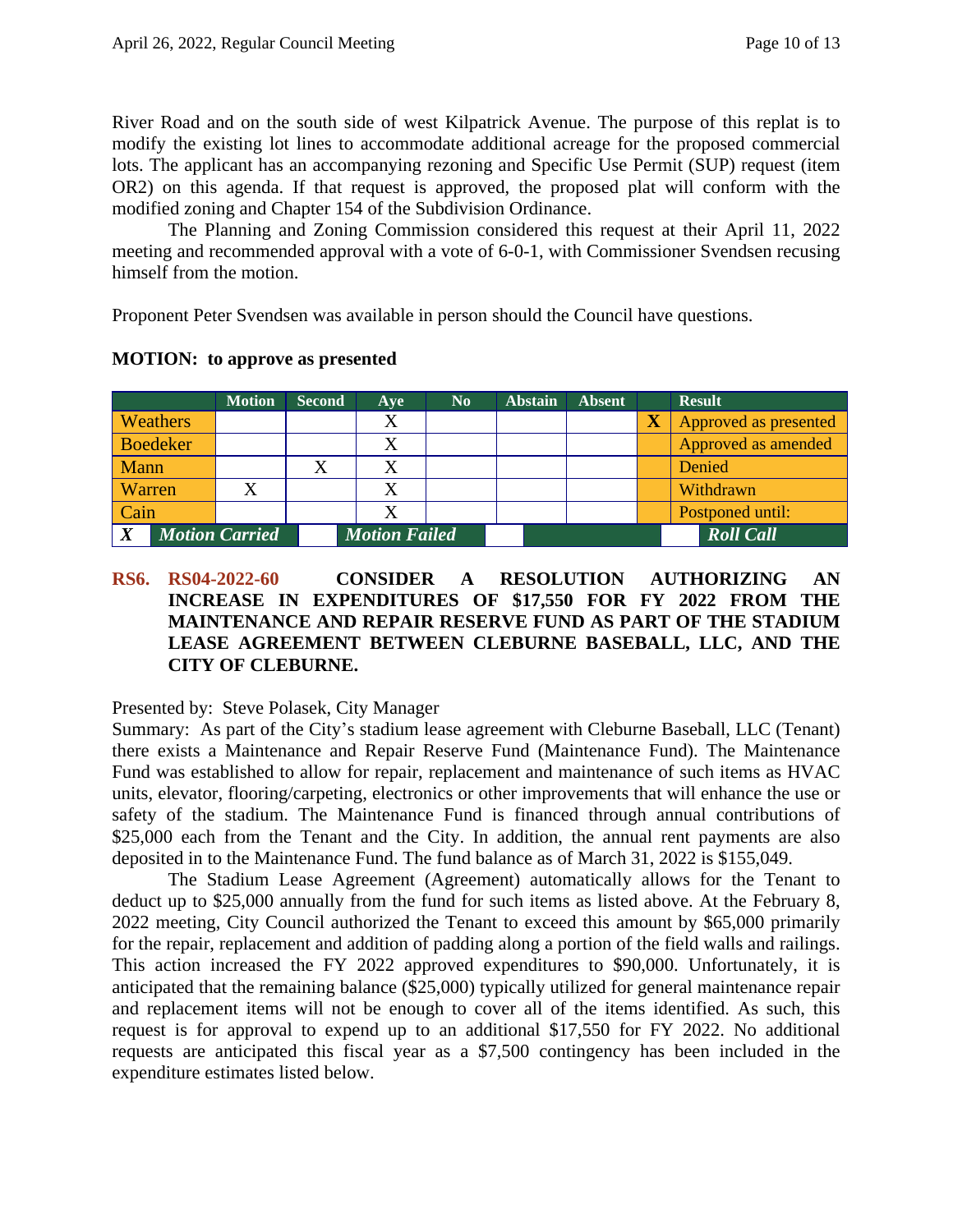River Road and on the south side of west Kilpatrick Avenue. The purpose of this replat is to modify the existing lot lines to accommodate additional acreage for the proposed commercial lots. The applicant has an accompanying rezoning and Specific Use Permit (SUP) request (item OR2) on this agenda. If that request is approved, the proposed plat will conform with the modified zoning and Chapter 154 of the Subdivision Ordinance.

The Planning and Zoning Commission considered this request at their April 11, 2022 meeting and recommended approval with a vote of 6-0-1, with Commissioner Svendsen recusing himself from the motion.

Proponent Peter Svendsen was available in person should the Council have questions.

**MOTION: to approve as presented**

| | Motion | Second | Aye | No | Abstain | Absent | | Result |
|---|---|---|---|---|---|---|---|---|
| Weathers | | | X | | | | **X** | Approved as presented |
| Boedeker | | | X | | | | | Approved as amended |
| Mann | | X | X | | | | | Denied |
| Warren | X | | X | | | | | Withdrawn |
| Cain | | | X | | | | | Postponed until: |
| ***X*** | ***Motion Carried*** | | ***Motion Failed*** | | | | | ***Roll Call*** |

**RS6. RS04-2022-60 CONSIDER A RESOLUTION AUTHORIZING AN INCREASE IN EXPENDITURES OF $17,550 FOR FY 2022 FROM THE MAINTENANCE AND REPAIR RESERVE FUND AS PART OF THE STADIUM LEASE AGREEMENT BETWEEN CLEBURNE BASEBALL, LLC, AND THE CITY OF CLEBURNE.**

Presented by: Steve Polasek, City Manager
Summary: As part of the City's stadium lease agreement with Cleburne Baseball, LLC (Tenant) there exists a Maintenance and Repair Reserve Fund (Maintenance Fund). The Maintenance Fund was established to allow for repair, replacement and maintenance of such items as HVAC units, elevator, flooring/carpeting, electronics or other improvements that will enhance the use or safety of the stadium. The Maintenance Fund is financed through annual contributions of $25,000 each from the Tenant and the City. In addition, the annual rent payments are also deposited in to the Maintenance Fund. The fund balance as of March 31, 2022 is $155,049.

The Stadium Lease Agreement (Agreement) automatically allows for the Tenant to deduct up to $25,000 annually from the fund for such items as listed above. At the February 8, 2022 meeting, City Council authorized the Tenant to exceed this amount by $65,000 primarily for the repair, replacement and addition of padding along a portion of the field walls and railings. This action increased the FY 2022 approved expenditures to $90,000. Unfortunately, it is anticipated that the remaining balance ($25,000) typically utilized for general maintenance repair and replacement items will not be enough to cover all of the items identified. As such, this request is for approval to expend up to an additional $17,550 for FY 2022. No additional requests are anticipated this fiscal year as a $7,500 contingency has been included in the expenditure estimates listed below.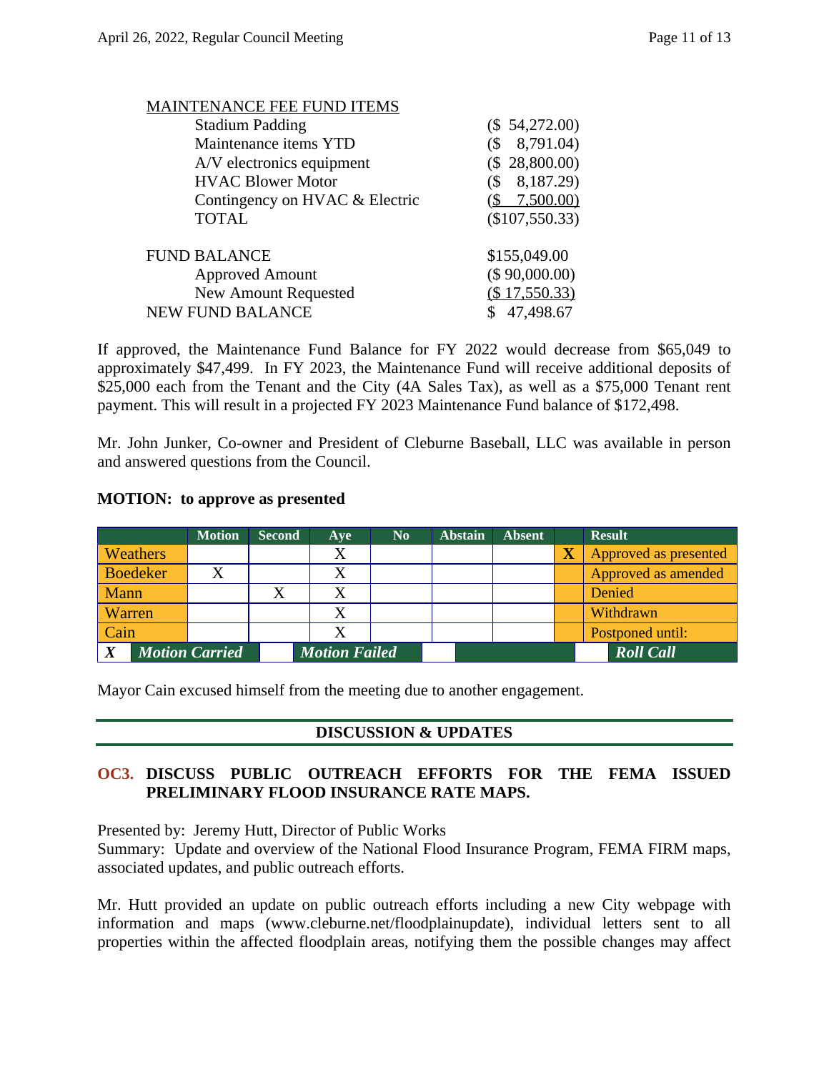| MAINTENANCE FEE FUND ITEMS | |
|---|---|
| Stadium Padding | ($ 54,272.00) |
| Maintenance items YTD | ($ 8,791.04) |
| A/V electronics equipment | ($ 28,800.00) |
| HVAC Blower Motor | ($ 8,187.29) |
| Contingency on HVAC & Electric | ($ 7,500.00) |
| TOTAL | ($107,550.33) |

| FUND BALANCE | $155,049.00 |
|---|---|
| Approved Amount | ($ 90,000.00) |
| New Amount Requested | ($ 17,550.33) |
| NEW FUND BALANCE | $ 47,498.67 |

If approved, the Maintenance Fund Balance for FY 2022 would decrease from $65,049 to approximately $47,499. In FY 2023, the Maintenance Fund will receive additional deposits of $25,000 each from the Tenant and the City (4A Sales Tax), as well as a $75,000 Tenant rent payment. This will result in a projected FY 2023 Maintenance Fund balance of $172,498.

Mr. John Junker, Co-owner and President of Cleburne Baseball, LLC was available in person and answered questions from the Council.

**MOTION: to approve as presented**

| | Motion | Second | Aye | No | Abstain | Absent | | Result |
|---|---|---|---|---|---|---|---|---|
| Weathers | | | X | | | | X | Approved as presented |
| Boedeker | X | | X | | | | | Approved as amended |
| Mann | | X | X | | | | | Denied |
| Warren | | | X | | | | | Withdrawn |
| Cain | | | X | | | | | Postponed until: |
| X | *Motion Carried* | | *Motion Failed* | | | | | *Roll Call* |

Mayor Cain excused himself from the meeting due to another engagement.

## DISCUSSION & UPDATES

### OC3. DISCUSS PUBLIC OUTREACH EFFORTS FOR THE FEMA ISSUED PRELIMINARY FLOOD INSURANCE RATE MAPS.

Presented by: Jeremy Hutt, Director of Public Works
Summary: Update and overview of the National Flood Insurance Program, FEMA FIRM maps, associated updates, and public outreach efforts.

Mr. Hutt provided an update on public outreach efforts including a new City webpage with information and maps (www.cleburne.net/floodplainupdate), individual letters sent to all properties within the affected floodplain areas, notifying them the possible changes may affect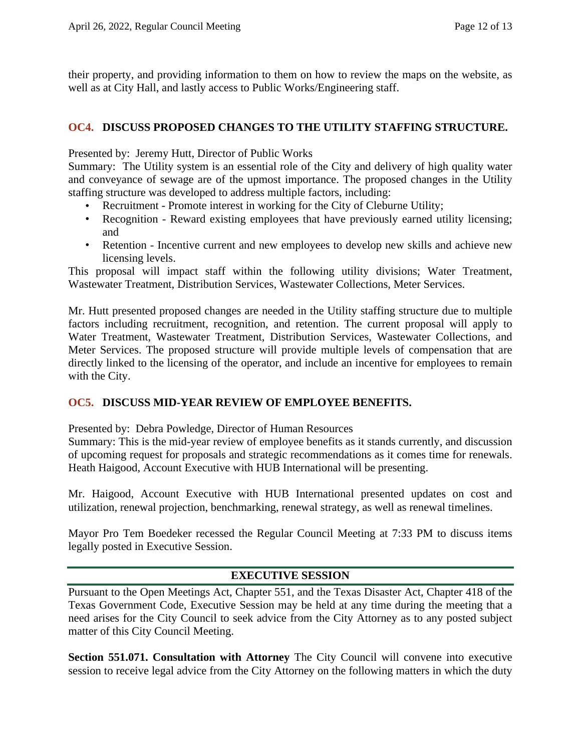their property, and providing information to them on how to review the maps on the website, as well as at City Hall, and lastly access to Public Works/Engineering staff.

### OC4. DISCUSS PROPOSED CHANGES TO THE UTILITY STAFFING STRUCTURE.

Presented by: Jeremy Hutt, Director of Public Works
Summary: The Utility system is an essential role of the City and delivery of high quality water and conveyance of sewage are of the upmost importance. The proposed changes in the Utility staffing structure was developed to address multiple factors, including:

- Recruitment - Promote interest in working for the City of Cleburne Utility;
- Recognition - Reward existing employees that have previously earned utility licensing; and
- Retention - Incentive current and new employees to develop new skills and achieve new licensing levels.

This proposal will impact staff within the following utility divisions; Water Treatment, Wastewater Treatment, Distribution Services, Wastewater Collections, Meter Services.

Mr. Hutt presented proposed changes are needed in the Utility staffing structure due to multiple factors including recruitment, recognition, and retention. The current proposal will apply to Water Treatment, Wastewater Treatment, Distribution Services, Wastewater Collections, and Meter Services. The proposed structure will provide multiple levels of compensation that are directly linked to the licensing of the operator, and include an incentive for employees to remain with the City.

### OC5. DISCUSS MID-YEAR REVIEW OF EMPLOYEE BENEFITS.

Presented by: Debra Powledge, Director of Human Resources
Summary: This is the mid-year review of employee benefits as it stands currently, and discussion of upcoming request for proposals and strategic recommendations as it comes time for renewals. Heath Haigood, Account Executive with HUB International will be presenting.

Mr. Haigood, Account Executive with HUB International presented updates on cost and utilization, renewal projection, benchmarking, renewal strategy, as well as renewal timelines.

Mayor Pro Tem Boedeker recessed the Regular Council Meeting at 7:33 PM to discuss items legally posted in Executive Session.

## EXECUTIVE SESSION

Pursuant to the Open Meetings Act, Chapter 551, and the Texas Disaster Act, Chapter 418 of the Texas Government Code, Executive Session may be held at any time during the meeting that a need arises for the City Council to seek advice from the City Attorney as to any posted subject matter of this City Council Meeting.

**Section 551.071. Consultation with Attorney** The City Council will convene into executive session to receive legal advice from the City Attorney on the following matters in which the duty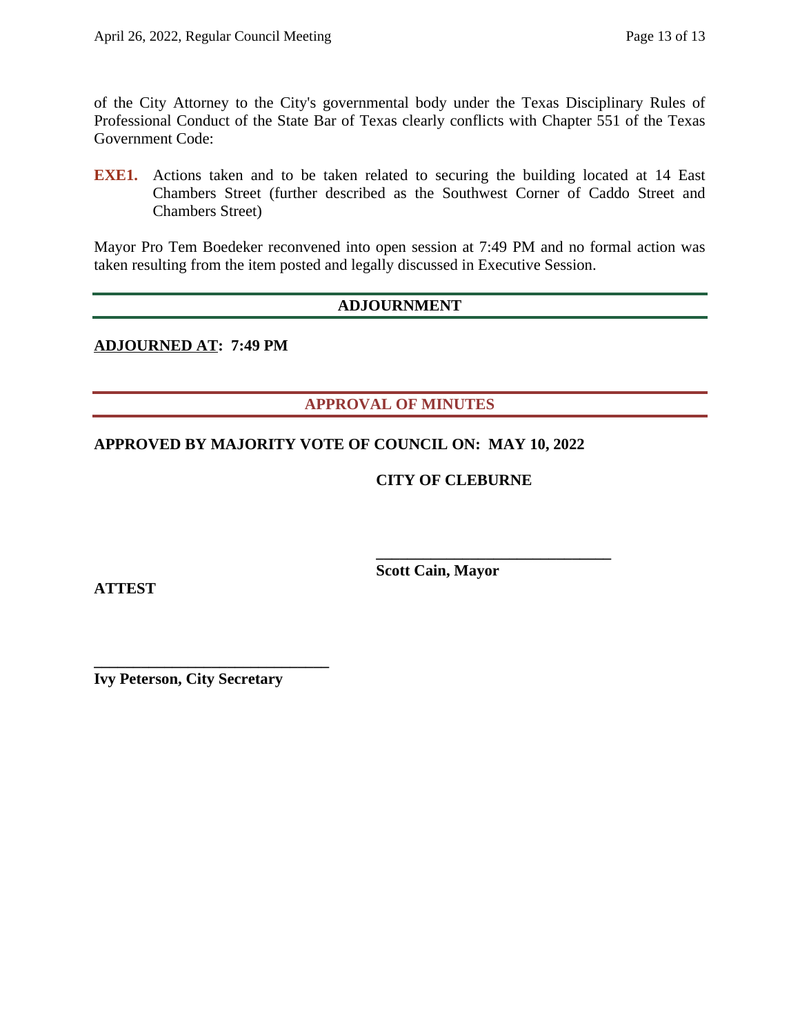of the City Attorney to the City's governmental body under the Texas Disciplinary Rules of Professional Conduct of the State Bar of Texas clearly conflicts with Chapter 551 of the Texas Government Code:

**EXE1.** Actions taken and to be taken related to securing the building located at 14 East Chambers Street (further described as the Southwest Corner of Caddo Street and Chambers Street)

Mayor Pro Tem Boedeker reconvened into open session at 7:49 PM and no formal action was taken resulting from the item posted and legally discussed in Executive Session.

## ADJOURNMENT

**ADJOURNED AT: 7:49 PM**

## APPROVAL OF MINUTES

**APPROVED BY MAJORITY VOTE OF COUNCIL ON: MAY 10, 2022**

**CITY OF CLEBURNE**

\_\_\_\_\_\_\_\_\_\_\_\_\_\_\_\_\_\_\_\_\_\_\_\_\_\_\_\_\_\_

**Scott Cain, Mayor**

**ATTEST**

\_\_\_\_\_\_\_\_\_\_\_\_\_\_\_\_\_\_\_\_\_\_\_\_\_\_\_\_\_\_

**Ivy Peterson, City Secretary**